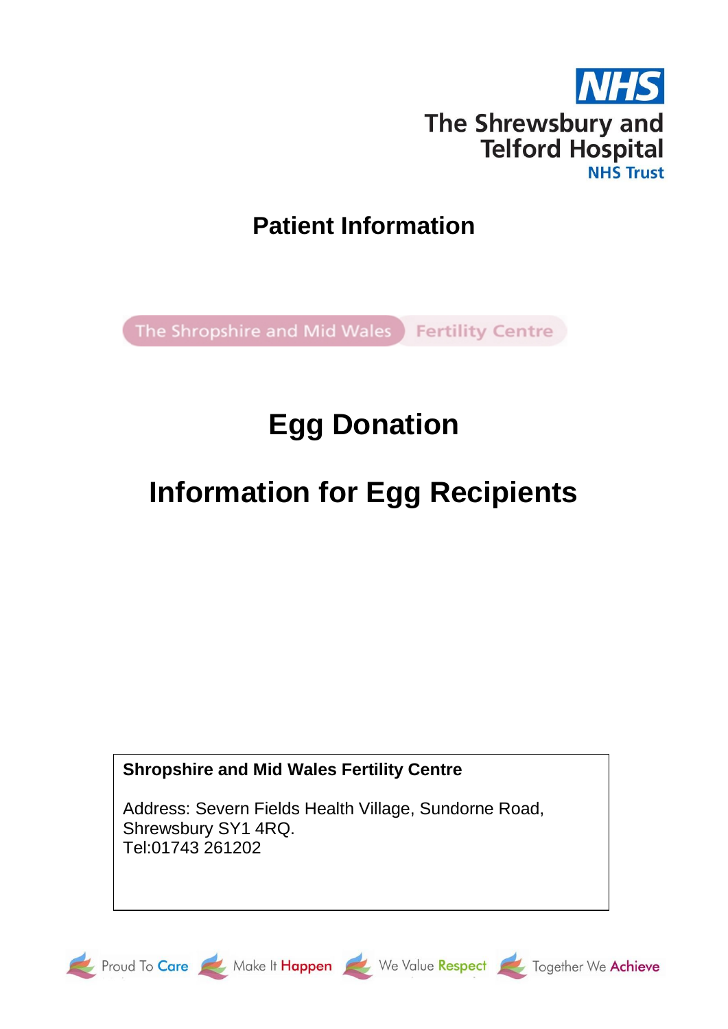**NHS**

**The Shrewsbury and Telford Hospital NHS Trust**

## Patient Information

The Shropshire and Mid Wales Fertility Centre

# Egg Donation

# Information for Egg Recipients

**Shropshire and Mid Wales Fertility Centre**

Address: Severn Fields Health Village, Sundorne Road, Shrewsbury SY1 4RQ.
Tel:01743 261202

Proud To **Care** Make It **Happen** We Value **Respect** Together We **Achieve**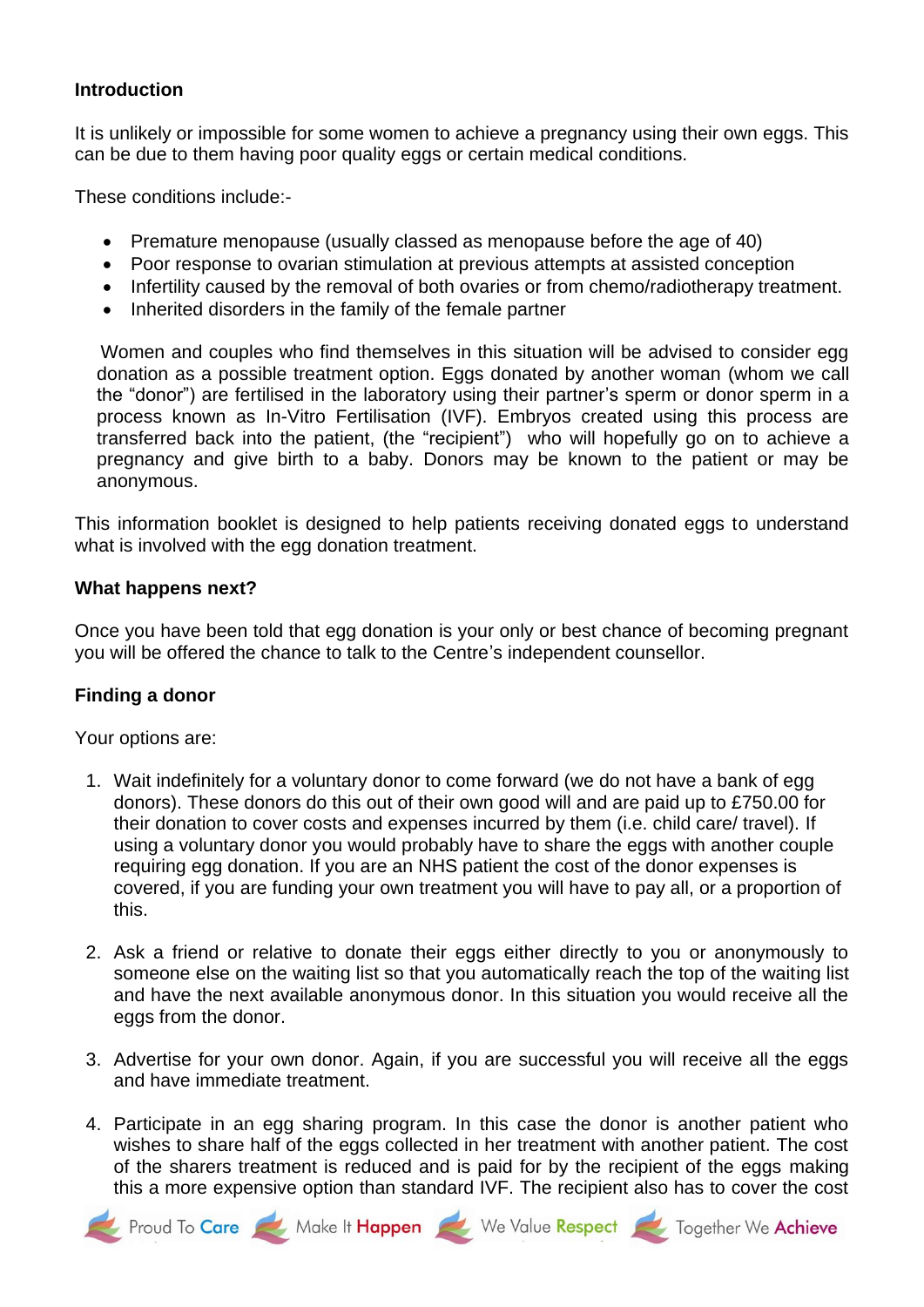**Introduction**

It is unlikely or impossible for some women to achieve a pregnancy using their own eggs. This can be due to them having poor quality eggs or certain medical conditions.

These conditions include:-

- Premature menopause (usually classed as menopause before the age of 40)
- Poor response to ovarian stimulation at previous attempts at assisted conception
- Infertility caused by the removal of both ovaries or from chemo/radiotherapy treatment.
- Inherited disorders in the family of the female partner

Women and couples who find themselves in this situation will be advised to consider egg donation as a possible treatment option. Eggs donated by another woman (whom we call the "donor") are fertilised in the laboratory using their partner's sperm or donor sperm in a process known as In-Vitro Fertilisation (IVF). Embryos created using this process are transferred back into the patient, (the "recipient") who will hopefully go on to achieve a pregnancy and give birth to a baby. Donors may be known to the patient or may be anonymous.

This information booklet is designed to help patients receiving donated eggs to understand what is involved with the egg donation treatment.

**What happens next?**

Once you have been told that egg donation is your only or best chance of becoming pregnant you will be offered the chance to talk to the Centre's independent counsellor.

**Finding a donor**

Your options are:

1. Wait indefinitely for a voluntary donor to come forward (we do not have a bank of egg donors). These donors do this out of their own good will and are paid up to £750.00 for their donation to cover costs and expenses incurred by them (i.e. child care/ travel). If using a voluntary donor you would probably have to share the eggs with another couple requiring egg donation. If you are an NHS patient the cost of the donor expenses is covered, if you are funding your own treatment you will have to pay all, or a proportion of this.

2. Ask a friend or relative to donate their eggs either directly to you or anonymously to someone else on the waiting list so that you automatically reach the top of the waiting list and have the next available anonymous donor. In this situation you would receive all the eggs from the donor.

3. Advertise for your own donor. Again, if you are successful you will receive all the eggs and have immediate treatment.

4. Participate in an egg sharing program. In this case the donor is another patient who wishes to share half of the eggs collected in her treatment with another patient. The cost of the sharers treatment is reduced and is paid for by the recipient of the eggs making this a more expensive option than standard IVF. The recipient also has to cover the cost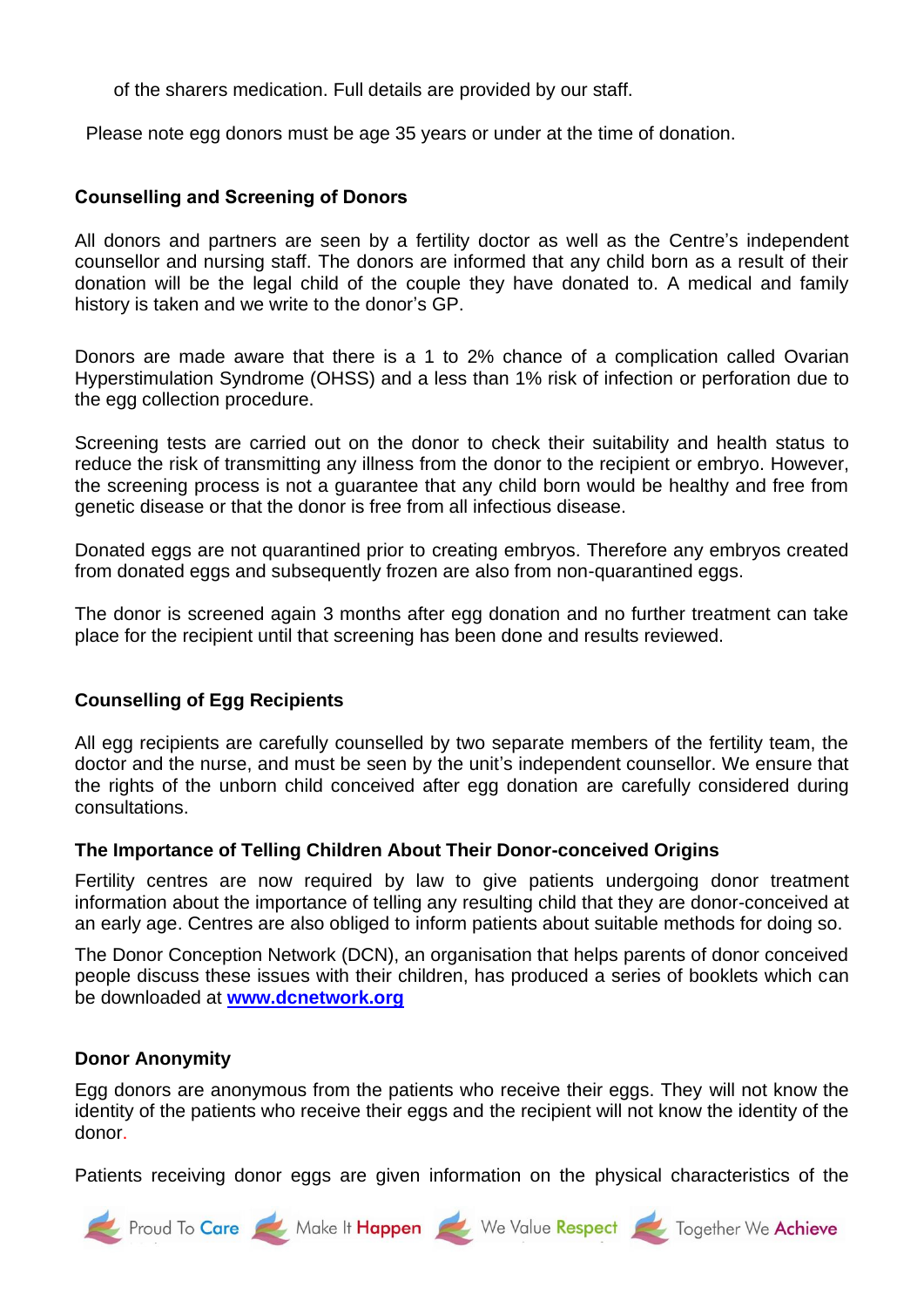of the sharers medication. Full details are provided by our staff.

Please note egg donors must be age 35 years or under at the time of donation.

### Counselling and Screening of Donors

All donors and partners are seen by a fertility doctor as well as the Centre's independent counsellor and nursing staff. The donors are informed that any child born as a result of their donation will be the legal child of the couple they have donated to. A medical and family history is taken and we write to the donor's GP.

Donors are made aware that there is a 1 to 2% chance of a complication called Ovarian Hyperstimulation Syndrome (OHSS) and a less than 1% risk of infection or perforation due to the egg collection procedure.

Screening tests are carried out on the donor to check their suitability and health status to reduce the risk of transmitting any illness from the donor to the recipient or embryo. However, the screening process is not a guarantee that any child born would be healthy and free from genetic disease or that the donor is free from all infectious disease.

Donated eggs are not quarantined prior to creating embryos. Therefore any embryos created from donated eggs and subsequently frozen are also from non-quarantined eggs.

The donor is screened again 3 months after egg donation and no further treatment can take place for the recipient until that screening has been done and results reviewed.

### Counselling of Egg Recipients

All egg recipients are carefully counselled by two separate members of the fertility team, the doctor and the nurse, and must be seen by the unit's independent counsellor. We ensure that the rights of the unborn child conceived after egg donation are carefully considered during consultations.

### The Importance of Telling Children About Their Donor-conceived Origins

Fertility centres are now required by law to give patients undergoing donor treatment information about the importance of telling any resulting child that they are donor-conceived at an early age. Centres are also obliged to inform patients about suitable methods for doing so.

The Donor Conception Network (DCN), an organisation that helps parents of donor conceived people discuss these issues with their children, has produced a series of booklets which can be downloaded at **www.dcnetwork.org**

### Donor Anonymity

Egg donors are anonymous from the patients who receive their eggs. They will not know the identity of the patients who receive their eggs and the recipient will not know the identity of the donor.

Patients receiving donor eggs are given information on the physical characteristics of the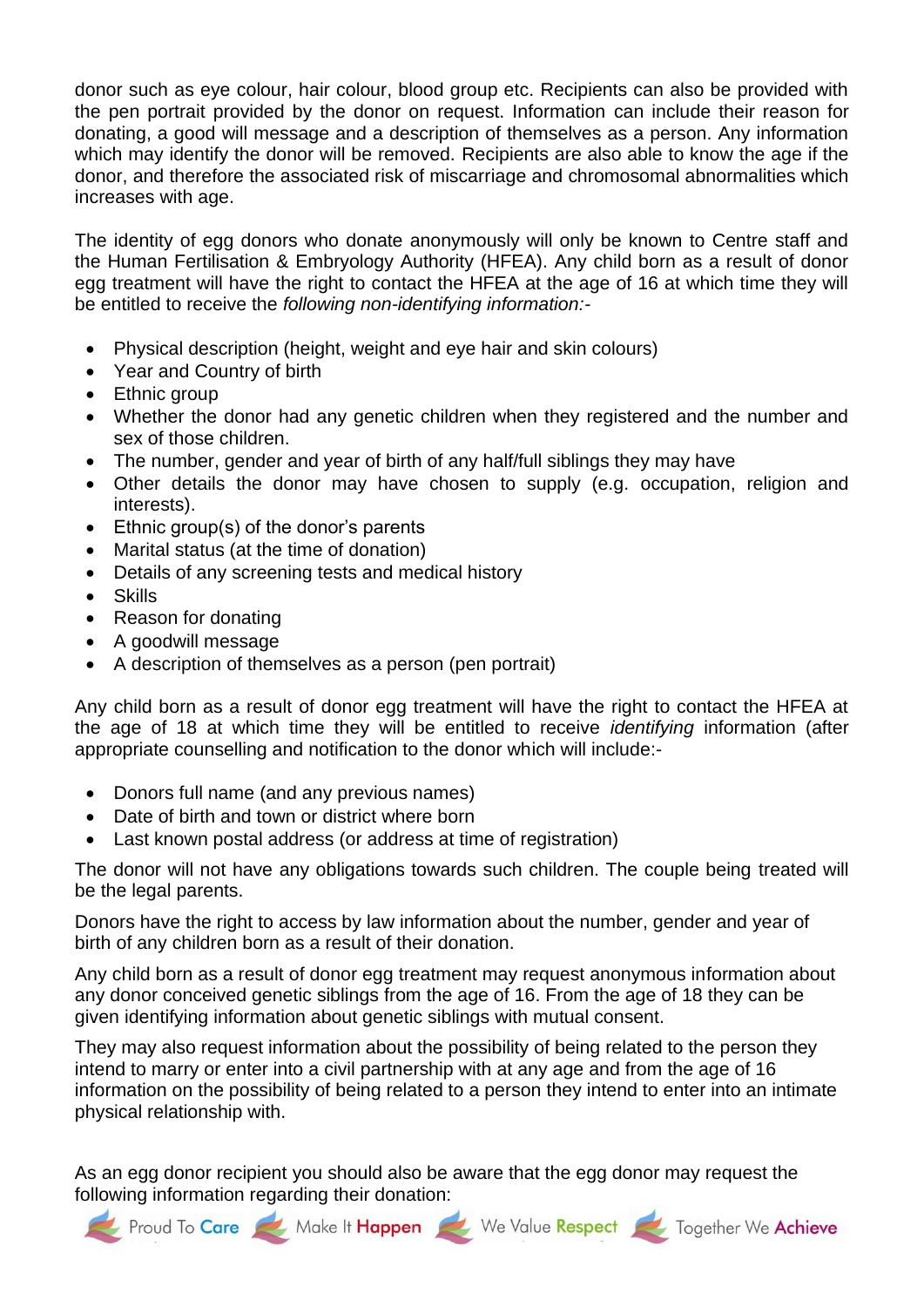donor such as eye colour, hair colour, blood group etc. Recipients can also be provided with the pen portrait provided by the donor on request. Information can include their reason for donating, a good will message and a description of themselves as a person. Any information which may identify the donor will be removed. Recipients are also able to know the age if the donor, and therefore the associated risk of miscarriage and chromosomal abnormalities which increases with age.

The identity of egg donors who donate anonymously will only be known to Centre staff and the Human Fertilisation & Embryology Authority (HFEA). Any child born as a result of donor egg treatment will have the right to contact the HFEA at the age of 16 at which time they will be entitled to receive the *following non-identifying information:-*

- Physical description (height, weight and eye hair and skin colours)
- Year and Country of birth
- Ethnic group
- Whether the donor had any genetic children when they registered and the number and sex of those children.
- The number, gender and year of birth of any half/full siblings they may have
- Other details the donor may have chosen to supply (e.g. occupation, religion and interests).
- Ethnic group(s) of the donor's parents
- Marital status (at the time of donation)
- Details of any screening tests and medical history
- Skills
- Reason for donating
- A goodwill message
- A description of themselves as a person (pen portrait)

Any child born as a result of donor egg treatment will have the right to contact the HFEA at the age of 18 at which time they will be entitled to receive *identifying* information (after appropriate counselling and notification to the donor which will include:-

- Donors full name (and any previous names)
- Date of birth and town or district where born
- Last known postal address (or address at time of registration)

The donor will not have any obligations towards such children. The couple being treated will be the legal parents.

Donors have the right to access by law information about the number, gender and year of birth of any children born as a result of their donation.

Any child born as a result of donor egg treatment may request anonymous information about any donor conceived genetic siblings from the age of 16. From the age of 18 they can be given identifying information about genetic siblings with mutual consent.

They may also request information about the possibility of being related to the person they intend to marry or enter into a civil partnership with at any age and from the age of 16 information on the possibility of being related to a person they intend to enter into an intimate physical relationship with.

As an egg donor recipient you should also be aware that the egg donor may request the following information regarding their donation: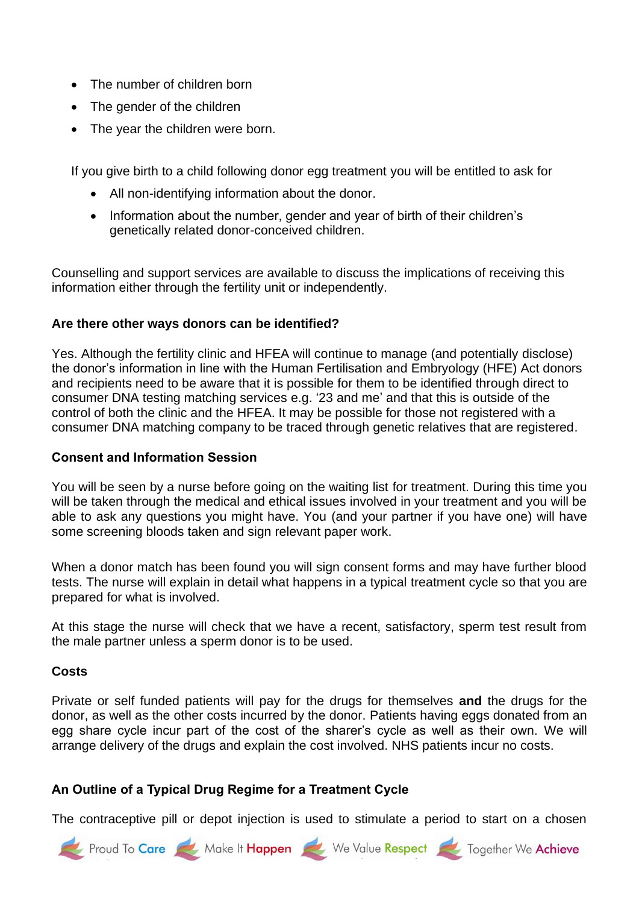- The number of children born
- The gender of the children
- The year the children were born.

If you give birth to a child following donor egg treatment you will be entitled to ask for

- All non-identifying information about the donor.
- Information about the number, gender and year of birth of their children's genetically related donor-conceived children.

Counselling and support services are available to discuss the implications of receiving this information either through the fertility unit or independently.

**Are there other ways donors can be identified?**

Yes. Although the fertility clinic and HFEA will continue to manage (and potentially disclose) the donor's information in line with the Human Fertilisation and Embryology (HFE) Act donors and recipients need to be aware that it is possible for them to be identified through direct to consumer DNA testing matching services e.g. '23 and me' and that this is outside of the control of both the clinic and the HFEA. It may be possible for those not registered with a consumer DNA matching company to be traced through genetic relatives that are registered.

**Consent and Information Session**

You will be seen by a nurse before going on the waiting list for treatment. During this time you will be taken through the medical and ethical issues involved in your treatment and you will be able to ask any questions you might have. You (and your partner if you have one) will have some screening bloods taken and sign relevant paper work.

When a donor match has been found you will sign consent forms and may have further blood tests. The nurse will explain in detail what happens in a typical treatment cycle so that you are prepared for what is involved.

At this stage the nurse will check that we have a recent, satisfactory, sperm test result from the male partner unless a sperm donor is to be used.

**Costs**

Private or self funded patients will pay for the drugs for themselves **and** the drugs for the donor, as well as the other costs incurred by the donor. Patients having eggs donated from an egg share cycle incur part of the cost of the sharer's cycle as well as their own. We will arrange delivery of the drugs and explain the cost involved. NHS patients incur no costs.

**An Outline of a Typical Drug Regime for a Treatment Cycle**

The contraceptive pill or depot injection is used to stimulate a period to start on a chosen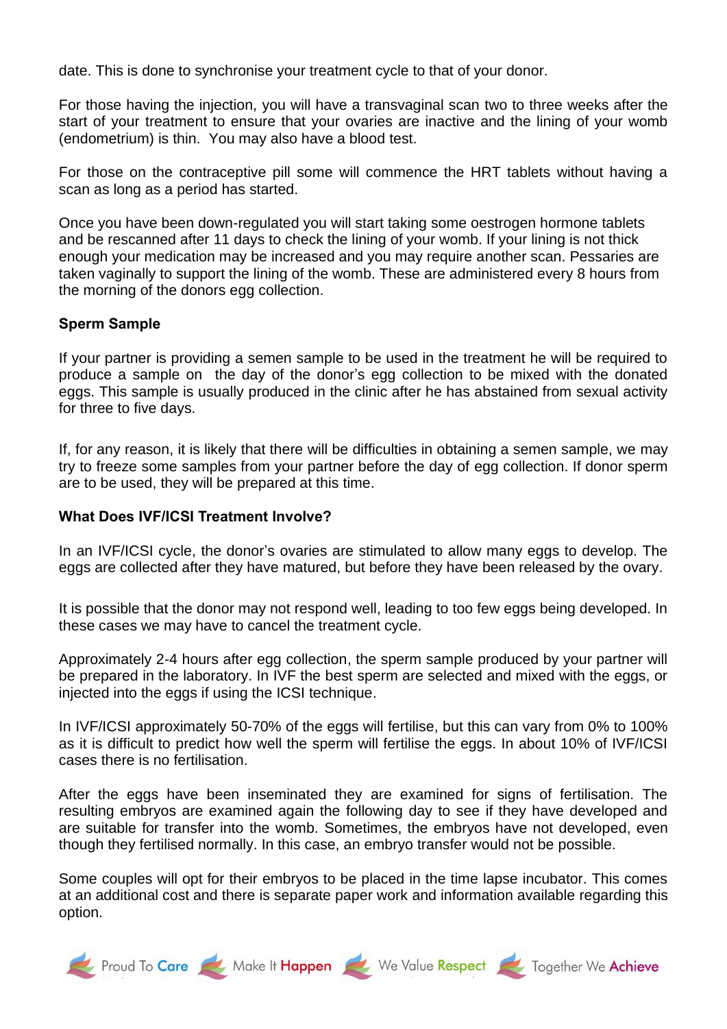date. This is done to synchronise your treatment cycle to that of your donor.

For those having the injection, you will have a transvaginal scan two to three weeks after the start of your treatment to ensure that your ovaries are inactive and the lining of your womb (endometrium) is thin. You may also have a blood test.

For those on the contraceptive pill some will commence the HRT tablets without having a scan as long as a period has started.

Once you have been down-regulated you will start taking some oestrogen hormone tablets and be rescanned after 11 days to check the lining of your womb. If your lining is not thick enough your medication may be increased and you may require another scan. Pessaries are taken vaginally to support the lining of the womb. These are administered every 8 hours from the morning of the donors egg collection.

**Sperm Sample**

If your partner is providing a semen sample to be used in the treatment he will be required to produce a sample on the day of the donor's egg collection to be mixed with the donated eggs. This sample is usually produced in the clinic after he has abstained from sexual activity for three to five days.

If, for any reason, it is likely that there will be difficulties in obtaining a semen sample, we may try to freeze some samples from your partner before the day of egg collection. If donor sperm are to be used, they will be prepared at this time.

**What Does IVF/ICSI Treatment Involve?**

In an IVF/ICSI cycle, the donor's ovaries are stimulated to allow many eggs to develop. The eggs are collected after they have matured, but before they have been released by the ovary.

It is possible that the donor may not respond well, leading to too few eggs being developed. In these cases we may have to cancel the treatment cycle.

Approximately 2-4 hours after egg collection, the sperm sample produced by your partner will be prepared in the laboratory. In IVF the best sperm are selected and mixed with the eggs, or injected into the eggs if using the ICSI technique.

In IVF/ICSI approximately 50-70% of the eggs will fertilise, but this can vary from 0% to 100% as it is difficult to predict how well the sperm will fertilise the eggs. In about 10% of IVF/ICSI cases there is no fertilisation.

After the eggs have been inseminated they are examined for signs of fertilisation. The resulting embryos are examined again the following day to see if they have developed and are suitable for transfer into the womb. Sometimes, the embryos have not developed, even though they fertilised normally. In this case, an embryo transfer would not be possible.

Some couples will opt for their embryos to be placed in the time lapse incubator. This comes at an additional cost and there is separate paper work and information available regarding this option.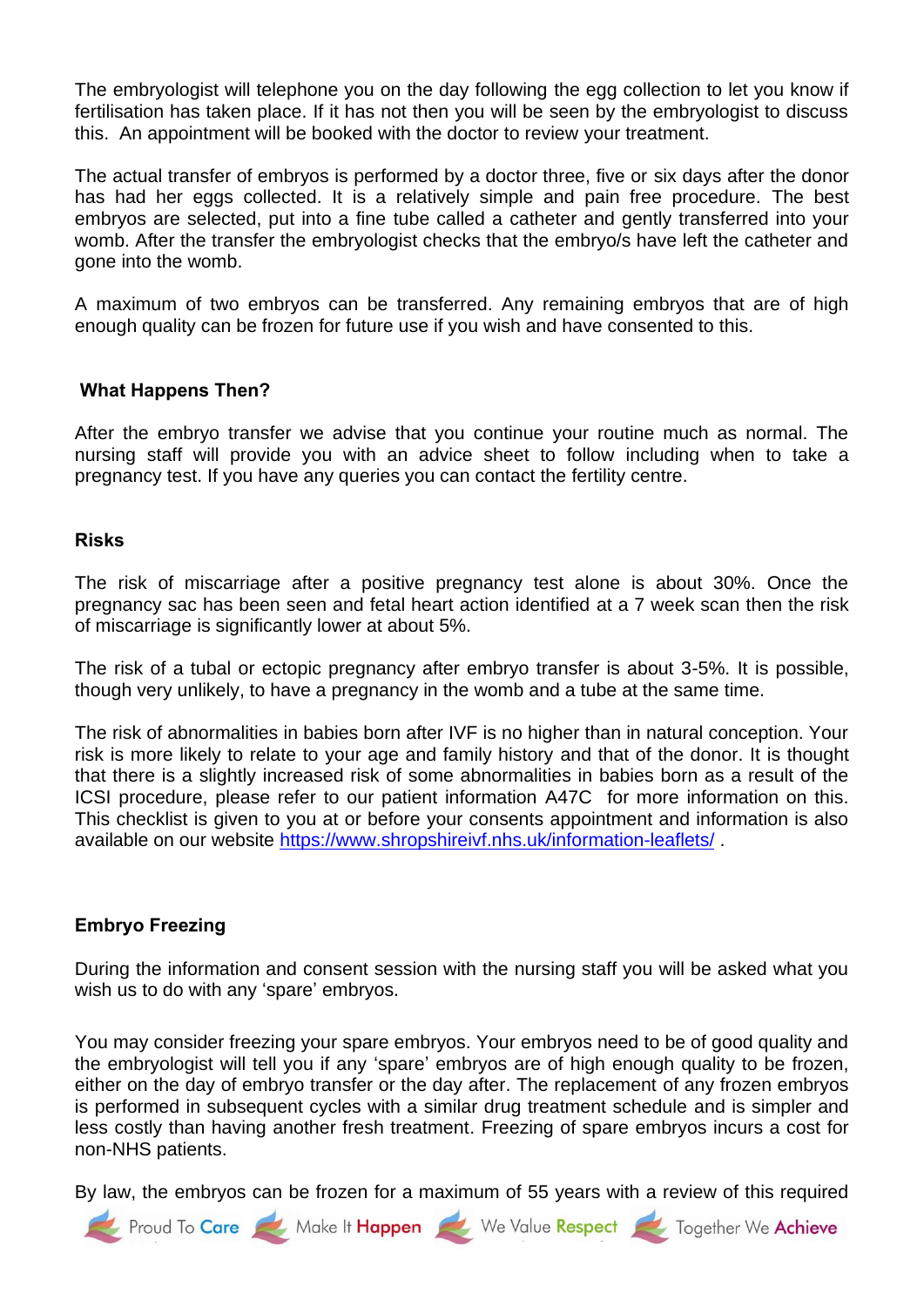The embryologist will telephone you on the day following the egg collection to let you know if fertilisation has taken place. If it has not then you will be seen by the embryologist to discuss this. An appointment will be booked with the doctor to review your treatment.

The actual transfer of embryos is performed by a doctor three, five or six days after the donor has had her eggs collected. It is a relatively simple and pain free procedure. The best embryos are selected, put into a fine tube called a catheter and gently transferred into your womb. After the transfer the embryologist checks that the embryo/s have left the catheter and gone into the womb.

A maximum of two embryos can be transferred. Any remaining embryos that are of high enough quality can be frozen for future use if you wish and have consented to this.

## What Happens Then?

After the embryo transfer we advise that you continue your routine much as normal. The nursing staff will provide you with an advice sheet to follow including when to take a pregnancy test. If you have any queries you can contact the fertility centre.

## Risks

The risk of miscarriage after a positive pregnancy test alone is about 30%. Once the pregnancy sac has been seen and fetal heart action identified at a 7 week scan then the risk of miscarriage is significantly lower at about 5%.

The risk of a tubal or ectopic pregnancy after embryo transfer is about 3-5%. It is possible, though very unlikely, to have a pregnancy in the womb and a tube at the same time.

The risk of abnormalities in babies born after IVF is no higher than in natural conception. Your risk is more likely to relate to your age and family history and that of the donor. It is thought that there is a slightly increased risk of some abnormalities in babies born as a result of the ICSI procedure, please refer to our patient information A47C for more information on this. This checklist is given to you at or before your consents appointment and information is also available on our website https://www.shropshireivf.nhs.uk/information-leaflets/ .

## Embryo Freezing

During the information and consent session with the nursing staff you will be asked what you wish us to do with any 'spare' embryos.

You may consider freezing your spare embryos. Your embryos need to be of good quality and the embryologist will tell you if any 'spare' embryos are of high enough quality to be frozen, either on the day of embryo transfer or the day after. The replacement of any frozen embryos is performed in subsequent cycles with a similar drug treatment schedule and is simpler and less costly than having another fresh treatment. Freezing of spare embryos incurs a cost for non-NHS patients.

By law, the embryos can be frozen for a maximum of 55 years with a review of this required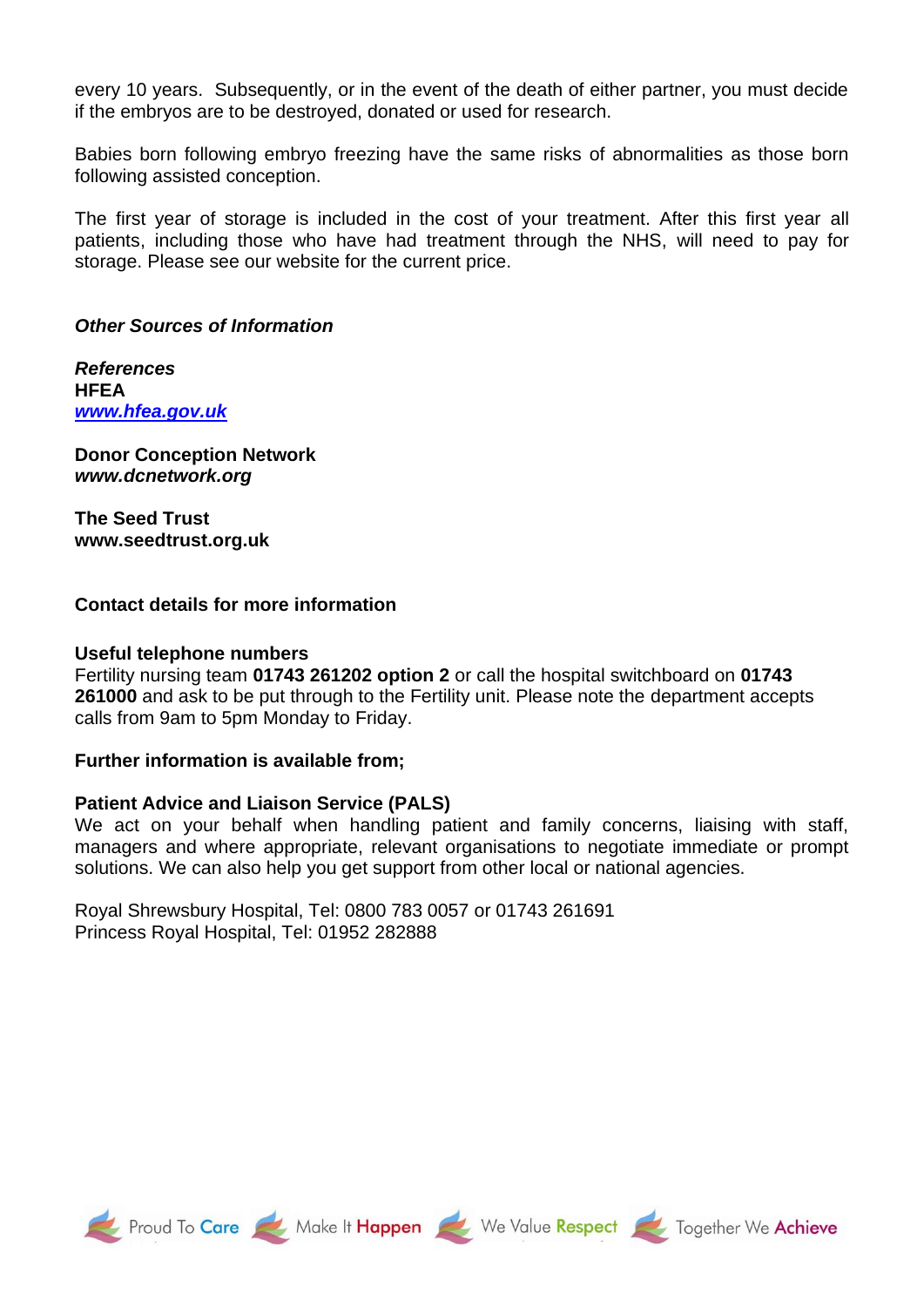every 10 years.  Subsequently, or in the event of the death of either partner, you must decide if the embryos are to be destroyed, donated or used for research.

Babies born following embryo freezing have the same risks of abnormalities as those born following assisted conception.

The first year of storage is included in the cost of your treatment. After this first year all patients, including those who have had treatment through the NHS, will need to pay for storage. Please see our website for the current price.

### *Other Sources of Information*

***References***
**HFEA**
***[www.hfea.gov.uk](http://www.hfea.gov.uk)***

**Donor Conception Network**
***www.dcnetwork.org***

**The Seed Trust**
**www.seedtrust.org.uk**

### Contact details for more information

**Useful telephone numbers**
Fertility nursing team **01743 261202 option 2** or call the hospital switchboard on **01743 261000** and ask to be put through to the Fertility unit. Please note the department accepts calls from 9am to 5pm Monday to Friday.

**Further information is available from;**

**Patient Advice and Liaison Service (PALS)**
We act on your behalf when handling patient and family concerns, liaising with staff, managers and where appropriate, relevant organisations to negotiate immediate or prompt solutions. We can also help you get support from other local or national agencies.

Royal Shrewsbury Hospital, Tel: 0800 783 0057 or 01743 261691
Princess Royal Hospital, Tel: 01952 282888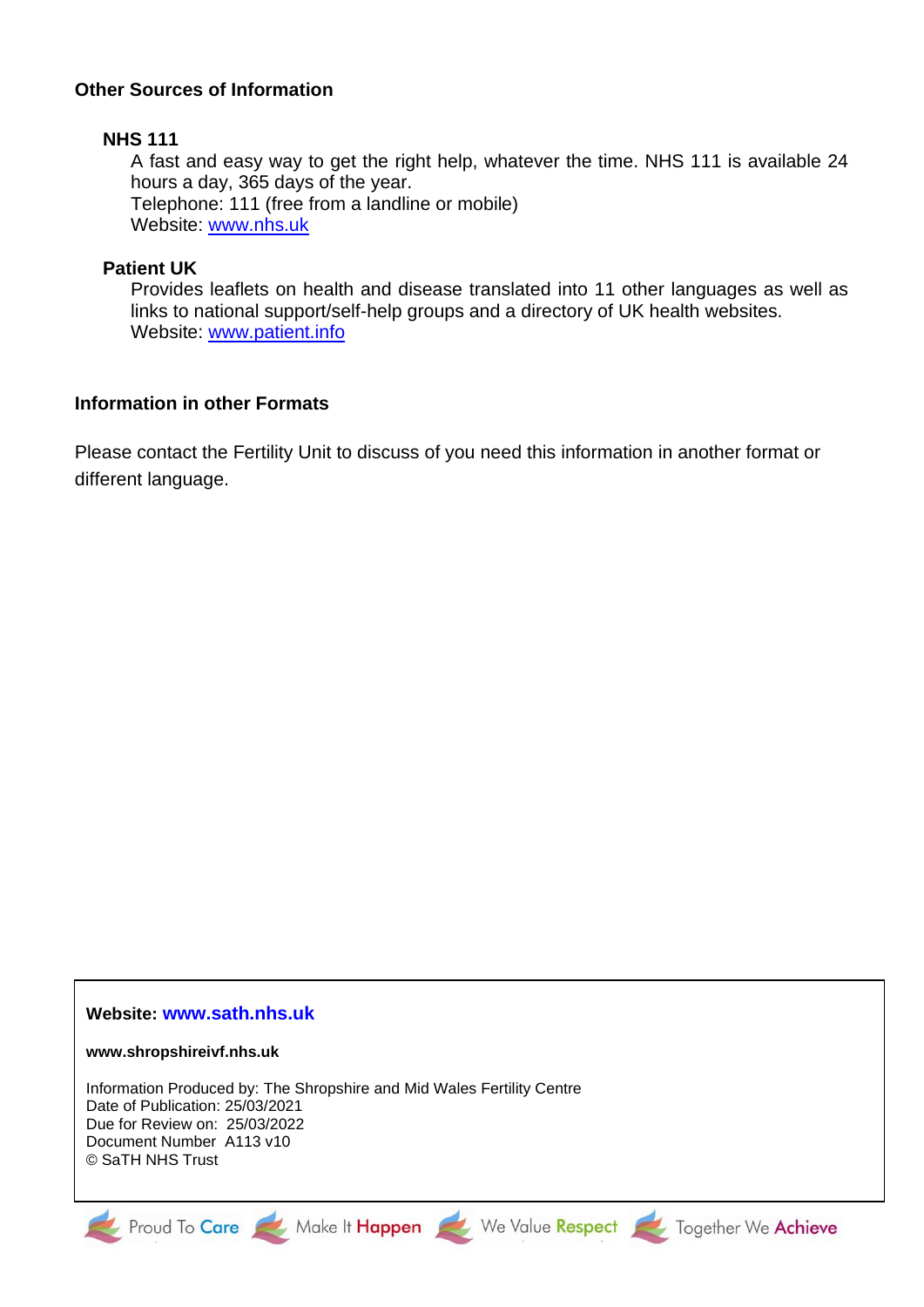## Other Sources of Information

### NHS 111

A fast and easy way to get the right help, whatever the time. NHS 111 is available 24 hours a day, 365 days of the year.
Telephone: 111 (free from a landline or mobile)
Website: www.nhs.uk

### Patient UK

Provides leaflets on health and disease translated into 11 other languages as well as links to national support/self-help groups and a directory of UK health websites.
Website: www.patient.info

## Information in other Formats

Please contact the Fertility Unit to discuss of you need this information in another format or different language.

**Website: www.sath.nhs.uk**

**www.shropshireivf.nhs.uk**

Information Produced by: The Shropshire and Mid Wales Fertility Centre
Date of Publication: 25/03/2021
Due for Review on: 25/03/2022
Document Number A113 v10
© SaTH NHS Trust

Proud To **Care** Make It **Happen** We Value **Respect** Together We **Achieve**